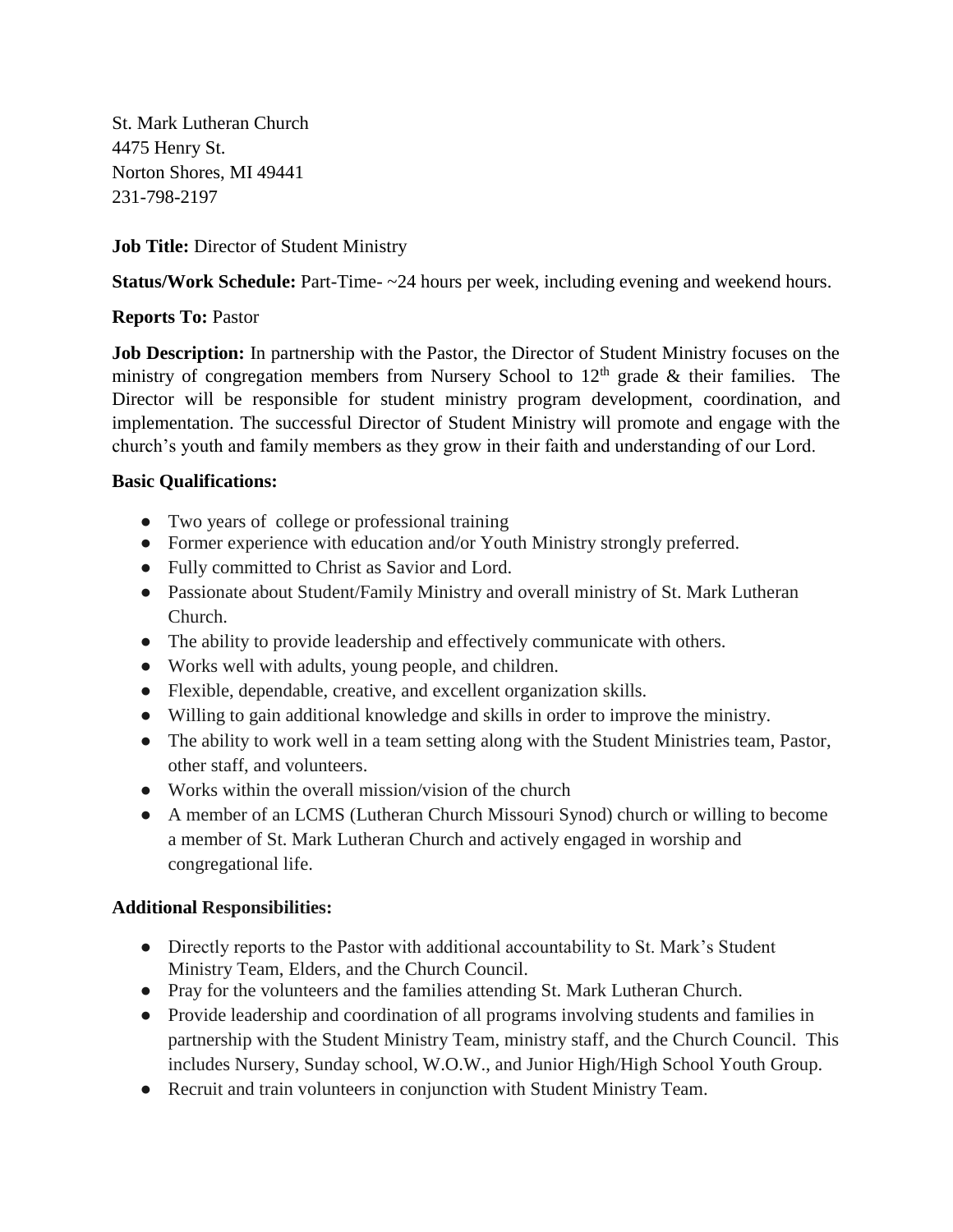St. Mark Lutheran Church
4475 Henry St.
Norton Shores, MI 49441
231-798-2197

**Job Title:** Director of Student Ministry

**Status/Work Schedule:** Part-Time- ~24 hours per week, including evening and weekend hours.

**Reports To:** Pastor

**Job Description:** In partnership with the Pastor, the Director of Student Ministry focuses on the ministry of congregation members from Nursery School to 12th grade & their families. The Director will be responsible for student ministry program development, coordination, and implementation. The successful Director of Student Ministry will promote and engage with the church's youth and family members as they grow in their faith and understanding of our Lord.

**Basic Qualifications:**

- Two years of college or professional training
- Former experience with education and/or Youth Ministry strongly preferred.
- Fully committed to Christ as Savior and Lord.
- Passionate about Student/Family Ministry and overall ministry of St. Mark Lutheran Church.
- The ability to provide leadership and effectively communicate with others.
- Works well with adults, young people, and children.
- Flexible, dependable, creative, and excellent organization skills.
- Willing to gain additional knowledge and skills in order to improve the ministry.
- The ability to work well in a team setting along with the Student Ministries team, Pastor, other staff, and volunteers.
- Works within the overall mission/vision of the church
- A member of an LCMS (Lutheran Church Missouri Synod) church or willing to become a member of St. Mark Lutheran Church and actively engaged in worship and congregational life.

**Additional Responsibilities:**

- Directly reports to the Pastor with additional accountability to St. Mark's Student Ministry Team, Elders, and the Church Council.
- Pray for the volunteers and the families attending St. Mark Lutheran Church.
- Provide leadership and coordination of all programs involving students and families in partnership with the Student Ministry Team, ministry staff, and the Church Council. This includes Nursery, Sunday school, W.O.W., and Junior High/High School Youth Group.
- Recruit and train volunteers in conjunction with Student Ministry Team.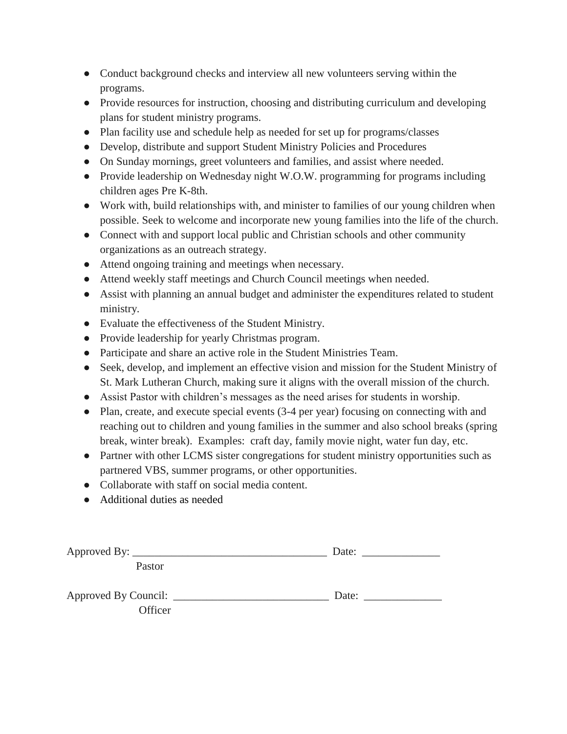- Conduct background checks and interview all new volunteers serving within the programs.
- Provide resources for instruction, choosing and distributing curriculum and developing plans for student ministry programs.
- Plan facility use and schedule help as needed for set up for programs/classes
- Develop, distribute and support Student Ministry Policies and Procedures
- On Sunday mornings, greet volunteers and families, and assist where needed.
- Provide leadership on Wednesday night W.O.W. programming for programs including children ages Pre K-8th.
- Work with, build relationships with, and minister to families of our young children when possible. Seek to welcome and incorporate new young families into the life of the church.
- Connect with and support local public and Christian schools and other community organizations as an outreach strategy.
- Attend ongoing training and meetings when necessary.
- Attend weekly staff meetings and Church Council meetings when needed.
- Assist with planning an annual budget and administer the expenditures related to student ministry.
- Evaluate the effectiveness of the Student Ministry.
- Provide leadership for yearly Christmas program.
- Participate and share an active role in the Student Ministries Team.
- Seek, develop, and implement an effective vision and mission for the Student Ministry of St. Mark Lutheran Church, making sure it aligns with the overall mission of the church.
- Assist Pastor with children's messages as the need arises for students in worship.
- Plan, create, and execute special events (3-4 per year) focusing on connecting with and reaching out to children and young families in the summer and also school breaks (spring break, winter break). Examples: craft day, family movie night, water fun day, etc.
- Partner with other LCMS sister congregations for student ministry opportunities such as partnered VBS, summer programs, or other opportunities.
- Collaborate with staff on social media content.
- Additional duties as needed

Approved By: ___________________________________ Date: ______________
Pastor

Approved By Council: ____________________________ Date: ______________
Officer